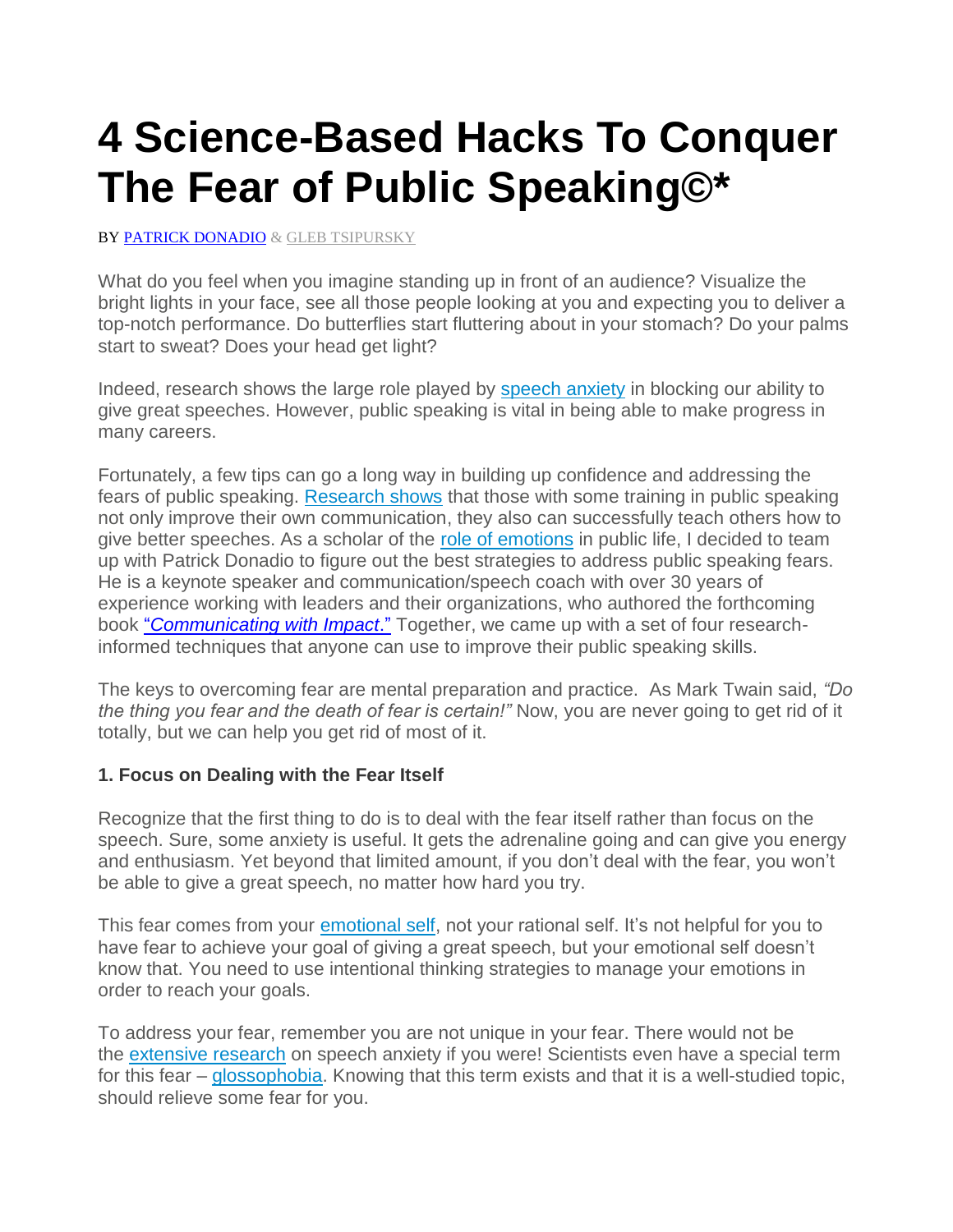# 4 Science-Based Hacks To Conquer The Fear of Public Speaking©*

BY PATRICK DONADIO & GLEB TSIPURSKY

What do you feel when you imagine standing up in front of an audience? Visualize the bright lights in your face, see all those people looking at you and expecting you to deliver a top-notch performance. Do butterflies start fluttering about in your stomach? Do your palms start to sweat? Does your head get light?

Indeed, research shows the large role played by speech anxiety in blocking our ability to give great speeches. However, public speaking is vital in being able to make progress in many careers.

Fortunately, a few tips can go a long way in building up confidence and addressing the fears of public speaking. Research shows that those with some training in public speaking not only improve their own communication, they also can successfully teach others how to give better speeches. As a scholar of the role of emotions in public life, I decided to team up with Patrick Donadio to figure out the best strategies to address public speaking fears. He is a keynote speaker and communication/speech coach with over 30 years of experience working with leaders and their organizations, who authored the forthcoming book "*Communicating with Impact*." Together, we came up with a set of four research-informed techniques that anyone can use to improve their public speaking skills.

The keys to overcoming fear are mental preparation and practice. As Mark Twain said, *"Do the thing you fear and the death of fear is certain!"* Now, you are never going to get rid of it totally, but we can help you get rid of most of it.

**1. Focus on Dealing with the Fear Itself**

Recognize that the first thing to do is to deal with the fear itself rather than focus on the speech. Sure, some anxiety is useful. It gets the adrenaline going and can give you energy and enthusiasm. Yet beyond that limited amount, if you don't deal with the fear, you won't be able to give a great speech, no matter how hard you try.

This fear comes from your emotional self, not your rational self. It's not helpful for you to have fear to achieve your goal of giving a great speech, but your emotional self doesn't know that. You need to use intentional thinking strategies to manage your emotions in order to reach your goals.

To address your fear, remember you are not unique in your fear. There would not be the extensive research on speech anxiety if you were! Scientists even have a special term for this fear – glossophobia. Knowing that this term exists and that it is a well-studied topic, should relieve some fear for you.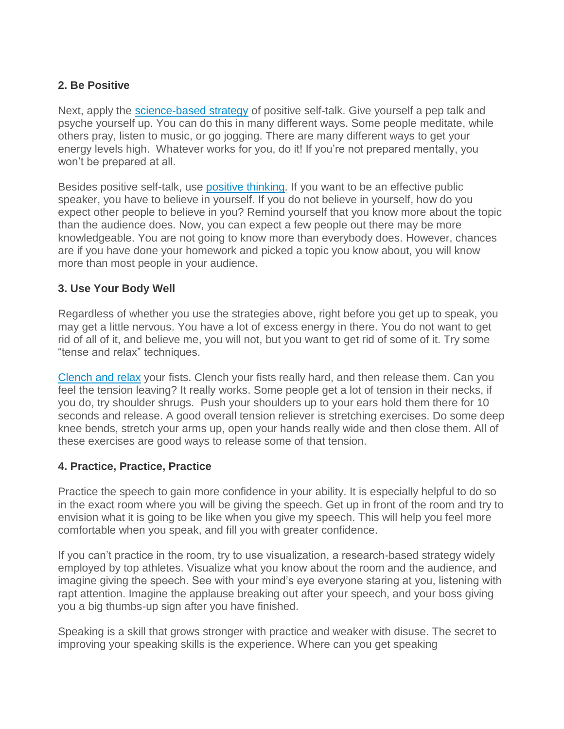**2. Be Positive**

Next, apply the science-based strategy of positive self-talk. Give yourself a pep talk and psyche yourself up. You can do this in many different ways. Some people meditate, while others pray, listen to music, or go jogging. There are many different ways to get your energy levels high. Whatever works for you, do it! If you're not prepared mentally, you won't be prepared at all.

Besides positive self-talk, use positive thinking. If you want to be an effective public speaker, you have to believe in yourself. If you do not believe in yourself, how do you expect other people to believe in you? Remind yourself that you know more about the topic than the audience does. Now, you can expect a few people out there may be more knowledgeable. You are not going to know more than everybody does. However, chances are if you have done your homework and picked a topic you know about, you will know more than most people in your audience.

**3. Use Your Body Well**

Regardless of whether you use the strategies above, right before you get up to speak, you may get a little nervous. You have a lot of excess energy in there. You do not want to get rid of all of it, and believe me, you will not, but you want to get rid of some of it. Try some "tense and relax" techniques.

Clench and relax your fists. Clench your fists really hard, and then release them. Can you feel the tension leaving? It really works. Some people get a lot of tension in their necks, if you do, try shoulder shrugs. Push your shoulders up to your ears hold them there for 10 seconds and release. A good overall tension reliever is stretching exercises. Do some deep knee bends, stretch your arms up, open your hands really wide and then close them. All of these exercises are good ways to release some of that tension.

**4. Practice, Practice, Practice**

Practice the speech to gain more confidence in your ability. It is especially helpful to do so in the exact room where you will be giving the speech. Get up in front of the room and try to envision what it is going to be like when you give my speech. This will help you feel more comfortable when you speak, and fill you with greater confidence.

If you can't practice in the room, try to use visualization, a research-based strategy widely employed by top athletes. Visualize what you know about the room and the audience, and imagine giving the speech. See with your mind's eye everyone staring at you, listening with rapt attention. Imagine the applause breaking out after your speech, and your boss giving you a big thumbs-up sign after you have finished.

Speaking is a skill that grows stronger with practice and weaker with disuse. The secret to improving your speaking skills is the experience. Where can you get speaking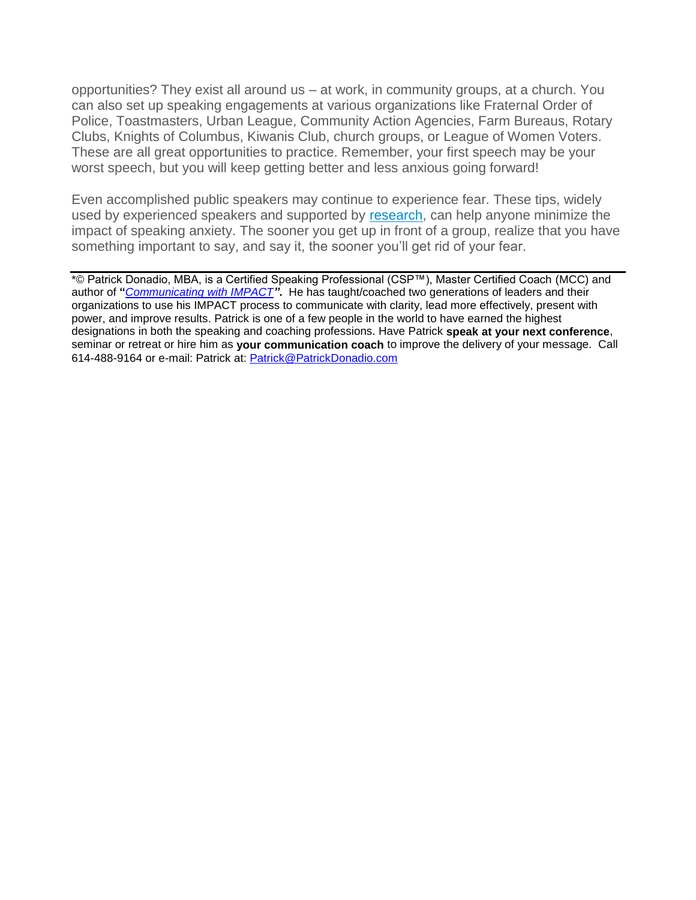opportunities? They exist all around us – at work, in community groups, at a church. You can also set up speaking engagements at various organizations like Fraternal Order of Police, Toastmasters, Urban League, Community Action Agencies, Farm Bureaus, Rotary Clubs, Knights of Columbus, Kiwanis Club, church groups, or League of Women Voters. These are all great opportunities to practice. Remember, your first speech may be your worst speech, but you will keep getting better and less anxious going forward!

Even accomplished public speakers may continue to experience fear. These tips, widely used by experienced speakers and supported by research, can help anyone minimize the impact of speaking anxiety. The sooner you get up in front of a group, realize that you have something important to say, and say it, the sooner you'll get rid of your fear.

---

*© Patrick Donadio, MBA, is a Certified Speaking Professional (CSP™), Master Certified Coach (MCC) and author of **"*Communicating with IMPACT*".** He has taught/coached two generations of leaders and their organizations to use his IMPACT process to communicate with clarity, lead more effectively, present with power, and improve results. Patrick is one of a few people in the world to have earned the highest designations in both the speaking and coaching professions. Have Patrick **speak at your next conference**, seminar or retreat or hire him as **your communication coach** to improve the delivery of your message. Call 614-488-9164 or e-mail: Patrick at: Patrick@PatrickDonadio.com